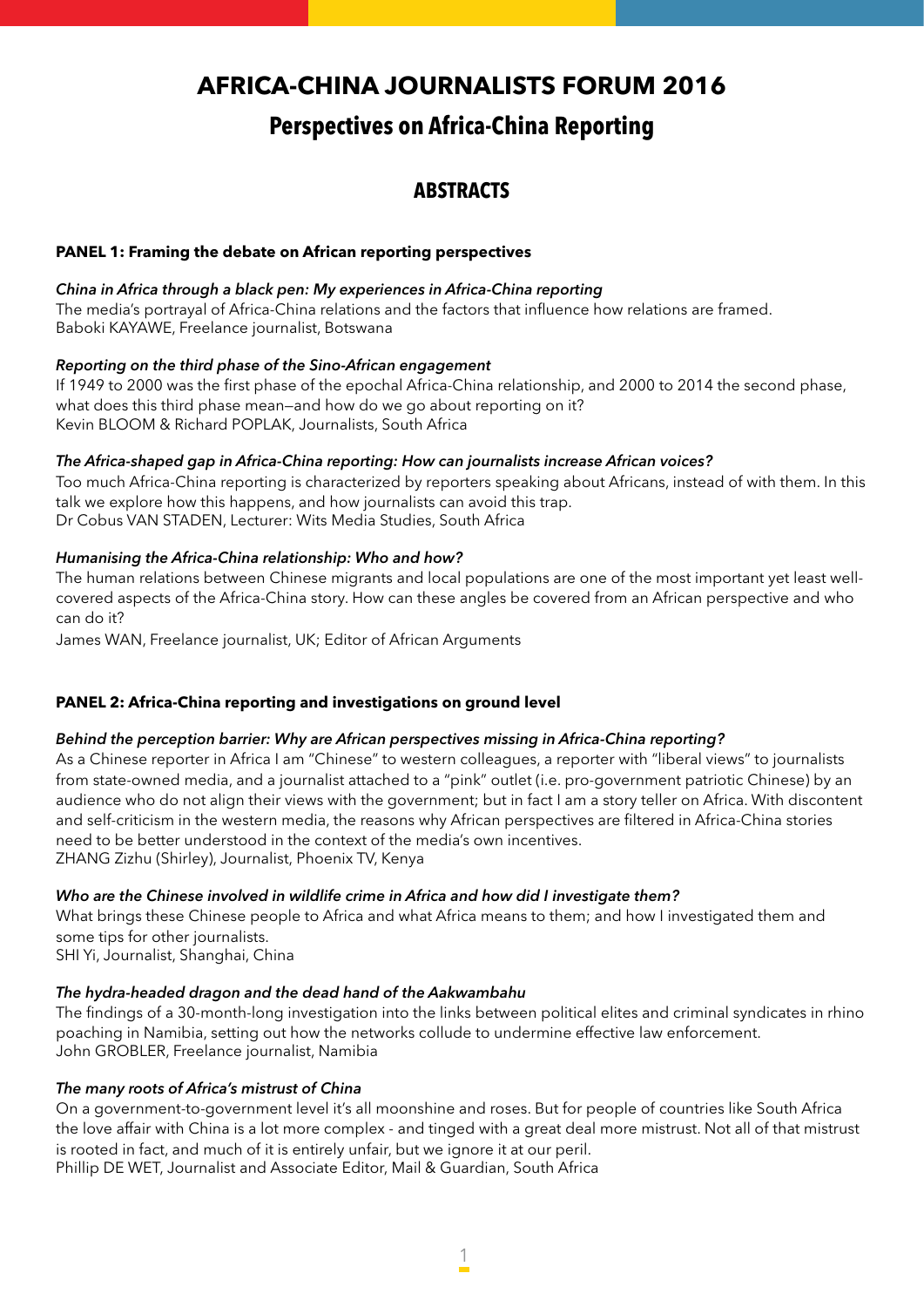# AFRICA-CHINA JOURNALISTS FORUM 2016

## Perspectives on Africa-China Reporting

## ABSTRACTS

### PANEL 1: Framing the debate on African reporting perspectives

***China in Africa through a black pen: My experiences in Africa-China reporting***

The media's portrayal of Africa-China relations and the factors that influence how relations are framed.
Baboki KAYAWE, Freelance journalist, Botswana

***Reporting on the third phase of the Sino-African engagement***

If 1949 to 2000 was the first phase of the epochal Africa-China relationship, and 2000 to 2014 the second phase, what does this third phase mean—and how do we go about reporting on it?
Kevin BLOOM & Richard POPLAK, Journalists, South Africa

***The Africa-shaped gap in Africa-China reporting: How can journalists increase African voices?***

Too much Africa-China reporting is characterized by reporters speaking about Africans, instead of with them. In this talk we explore how this happens, and how journalists can avoid this trap.
Dr Cobus VAN STADEN, Lecturer: Wits Media Studies, South Africa

***Humanising the Africa-China relationship: Who and how?***

The human relations between Chinese migrants and local populations are one of the most important yet least well-covered aspects of the Africa-China story. How can these angles be covered from an African perspective and who can do it?
James WAN, Freelance journalist, UK; Editor of African Arguments

### PANEL 2: Africa-China reporting and investigations on ground level

***Behind the perception barrier: Why are African perspectives missing in Africa-China reporting?***

As a Chinese reporter in Africa I am "Chinese" to western colleagues, a reporter with "liberal views" to journalists from state-owned media, and a journalist attached to a "pink" outlet (i.e. pro-government patriotic Chinese) by an audience who do not align their views with the government; but in fact I am a story teller on Africa. With discontent and self-criticism in the western media, the reasons why African perspectives are filtered in Africa-China stories need to be better understood in the context of the media's own incentives.
ZHANG Zizhu (Shirley), Journalist, Phoenix TV, Kenya

***Who are the Chinese involved in wildlife crime in Africa and how did I investigate them?***

What brings these Chinese people to Africa and what Africa means to them; and how I investigated them and some tips for other journalists.
SHI Yi, Journalist, Shanghai, China

***The hydra-headed dragon and the dead hand of the Aakwambahu***

The findings of a 30-month-long investigation into the links between political elites and criminal syndicates in rhino poaching in Namibia, setting out how the networks collude to undermine effective law enforcement.
John GROBLER, Freelance journalist, Namibia

***The many roots of Africa's mistrust of China***

On a government-to-government level it's all moonshine and roses. But for people of countries like South Africa the love affair with China is a lot more complex - and tinged with a great deal more mistrust. Not all of that mistrust is rooted in fact, and much of it is entirely unfair, but we ignore it at our peril.
Phillip DE WET, Journalist and Associate Editor, Mail & Guardian, South Africa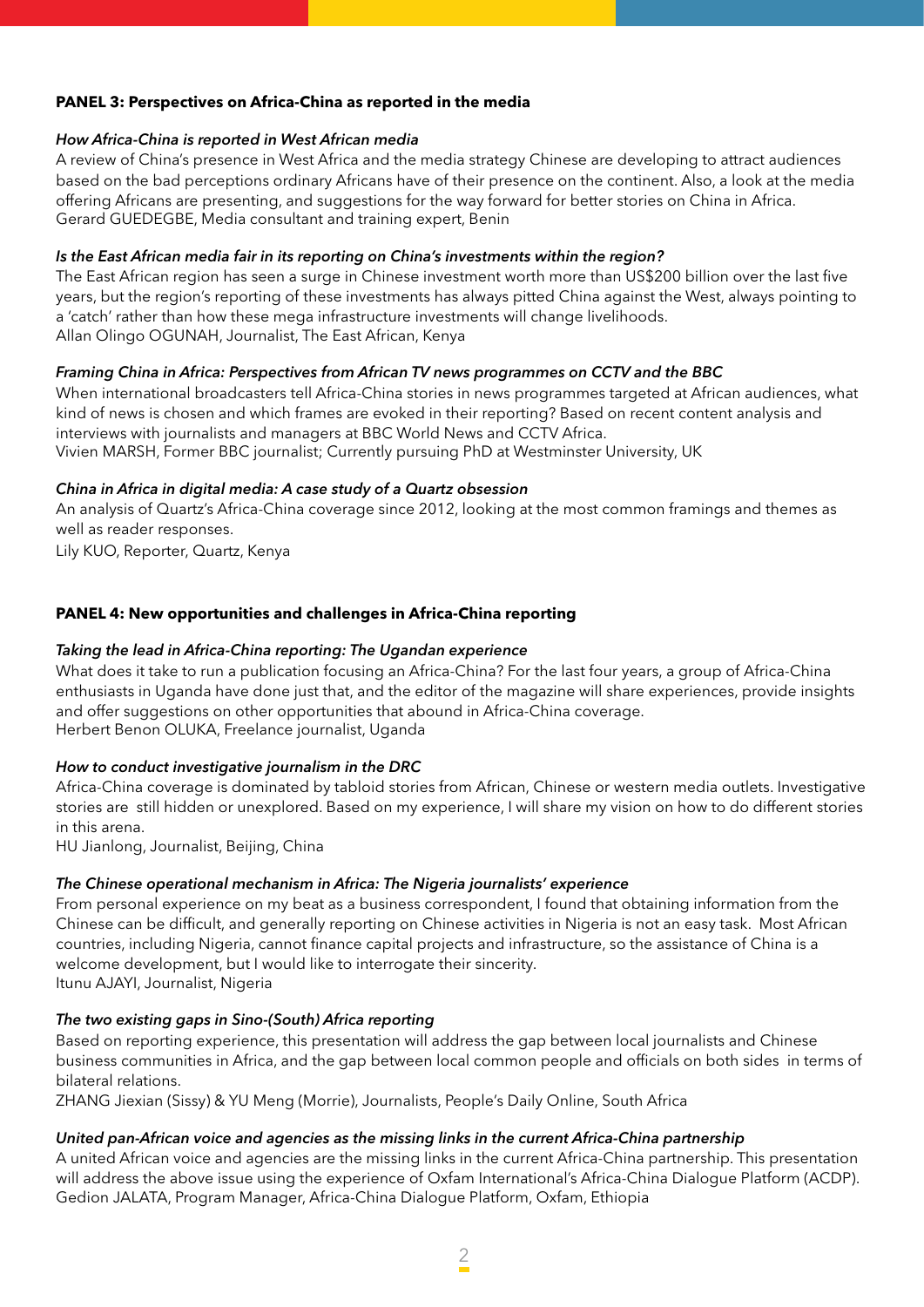## PANEL 3: Perspectives on Africa-China as reported in the media

*How Africa-China is reported in West African media*

A review of China's presence in West Africa and the media strategy Chinese are developing to attract audiences based on the bad perceptions ordinary Africans have of their presence on the continent. Also, a look at the media offering Africans are presenting, and suggestions for the way forward for better stories on China in Africa.
Gerard GUEDEGBE, Media consultant and training expert, Benin

*Is the East African media fair in its reporting on China's investments within the region?*

The East African region has seen a surge in Chinese investment worth more than US$200 billion over the last five years, but the region's reporting of these investments has always pitted China against the West, always pointing to a 'catch' rather than how these mega infrastructure investments will change livelihoods.
Allan Olingo OGUNAH, Journalist, The East African, Kenya

*Framing China in Africa: Perspectives from African TV news programmes on CCTV and the BBC*

When international broadcasters tell Africa-China stories in news programmes targeted at African audiences, what kind of news is chosen and which frames are evoked in their reporting? Based on recent content analysis and interviews with journalists and managers at BBC World News and CCTV Africa.
Vivien MARSH, Former BBC journalist; Currently pursuing PhD at Westminster University, UK

*China in Africa in digital media: A case study of a Quartz obsession*

An analysis of Quartz's Africa-China coverage since 2012, looking at the most common framings and themes as well as reader responses.
Lily KUO, Reporter, Quartz, Kenya

## PANEL 4: New opportunities and challenges in Africa-China reporting

*Taking the lead in Africa-China reporting: The Ugandan experience*

What does it take to run a publication focusing an Africa-China? For the last four years, a group of Africa-China enthusiasts in Uganda have done just that, and the editor of the magazine will share experiences, provide insights and offer suggestions on other opportunities that abound in Africa-China coverage.
Herbert Benon OLUKA, Freelance journalist, Uganda

*How to conduct investigative journalism in the DRC*

Africa-China coverage is dominated by tabloid stories from African, Chinese or western media outlets. Investigative stories are still hidden or unexplored. Based on my experience, I will share my vision on how to do different stories in this arena.
HU Jianlong, Journalist, Beijing, China

*The Chinese operational mechanism in Africa: The Nigeria journalists' experience*

From personal experience on my beat as a business correspondent, I found that obtaining information from the Chinese can be difficult, and generally reporting on Chinese activities in Nigeria is not an easy task. Most African countries, including Nigeria, cannot finance capital projects and infrastructure, so the assistance of China is a welcome development, but I would like to interrogate their sincerity.
Itunu AJAYI, Journalist, Nigeria

*The two existing gaps in Sino-(South) Africa reporting*

Based on reporting experience, this presentation will address the gap between local journalists and Chinese business communities in Africa, and the gap between local common people and officials on both sides in terms of bilateral relations.
ZHANG Jiexian (Sissy) & YU Meng (Morrie), Journalists, People's Daily Online, South Africa

*United pan-African voice and agencies as the missing links in the current Africa-China partnership*

A united African voice and agencies are the missing links in the current Africa-China partnership. This presentation will address the above issue using the experience of Oxfam International's Africa-China Dialogue Platform (ACDP).
Gedion JALATA, Program Manager, Africa-China Dialogue Platform, Oxfam, Ethiopia